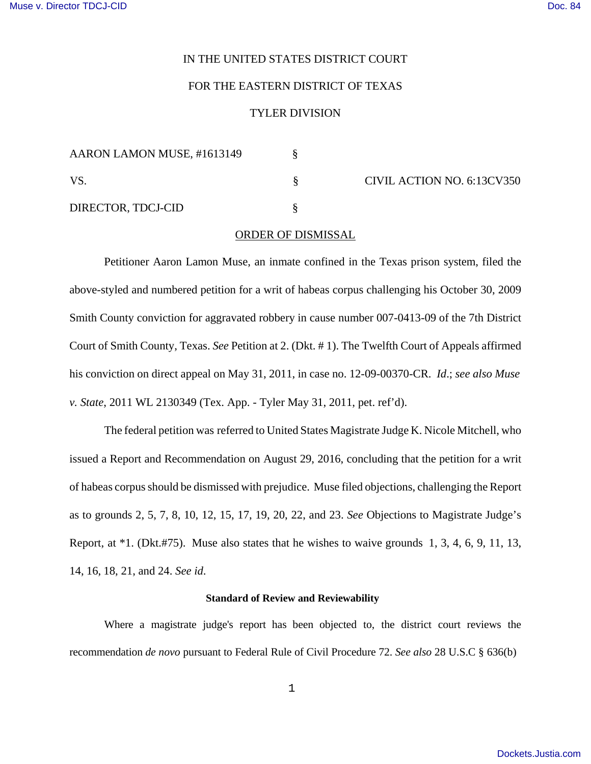IN THE UNITED STATES DISTRICT COURT

FOR THE EASTERN DISTRICT OF TEXAS

TYLER DIVISION

| | | |
|---|---|---|
| AARON LAMON MUSE, #1613149 | § | |
| VS. | § | CIVIL ACTION NO. 6:13CV350 |
| DIRECTOR, TDCJ-CID | § | |

ORDER OF DISMISSAL

Petitioner Aaron Lamon Muse, an inmate confined in the Texas prison system, filed the above-styled and numbered petition for a writ of habeas corpus challenging his October 30, 2009 Smith County conviction for aggravated robbery in cause number 007-0413-09 of the 7th District Court of Smith County, Texas. *See* Petition at 2. (Dkt. # 1). The Twelfth Court of Appeals affirmed his conviction on direct appeal on May 31, 2011, in case no. 12-09-00370-CR. *Id*.; *see also Muse v. State*, 2011 WL 2130349 (Tex. App. - Tyler May 31, 2011, pet. ref'd).

The federal petition was referred to United States Magistrate Judge K. Nicole Mitchell, who issued a Report and Recommendation on August 29, 2016, concluding that the petition for a writ of habeas corpus should be dismissed with prejudice. Muse filed objections, challenging the Report as to grounds 2, 5, 7, 8, 10, 12, 15, 17, 19, 20, 22, and 23. *See* Objections to Magistrate Judge's Report, at *1. (Dkt.#75). Muse also states that he wishes to waive grounds 1, 3, 4, 6, 9, 11, 13, 14, 16, 18, 21, and 24. *See id*.

**Standard of Review and Reviewability**

Where a magistrate judge's report has been objected to, the district court reviews the recommendation *de novo* pursuant to Federal Rule of Civil Procedure 72. *See also* 28 U.S.C § 636(b)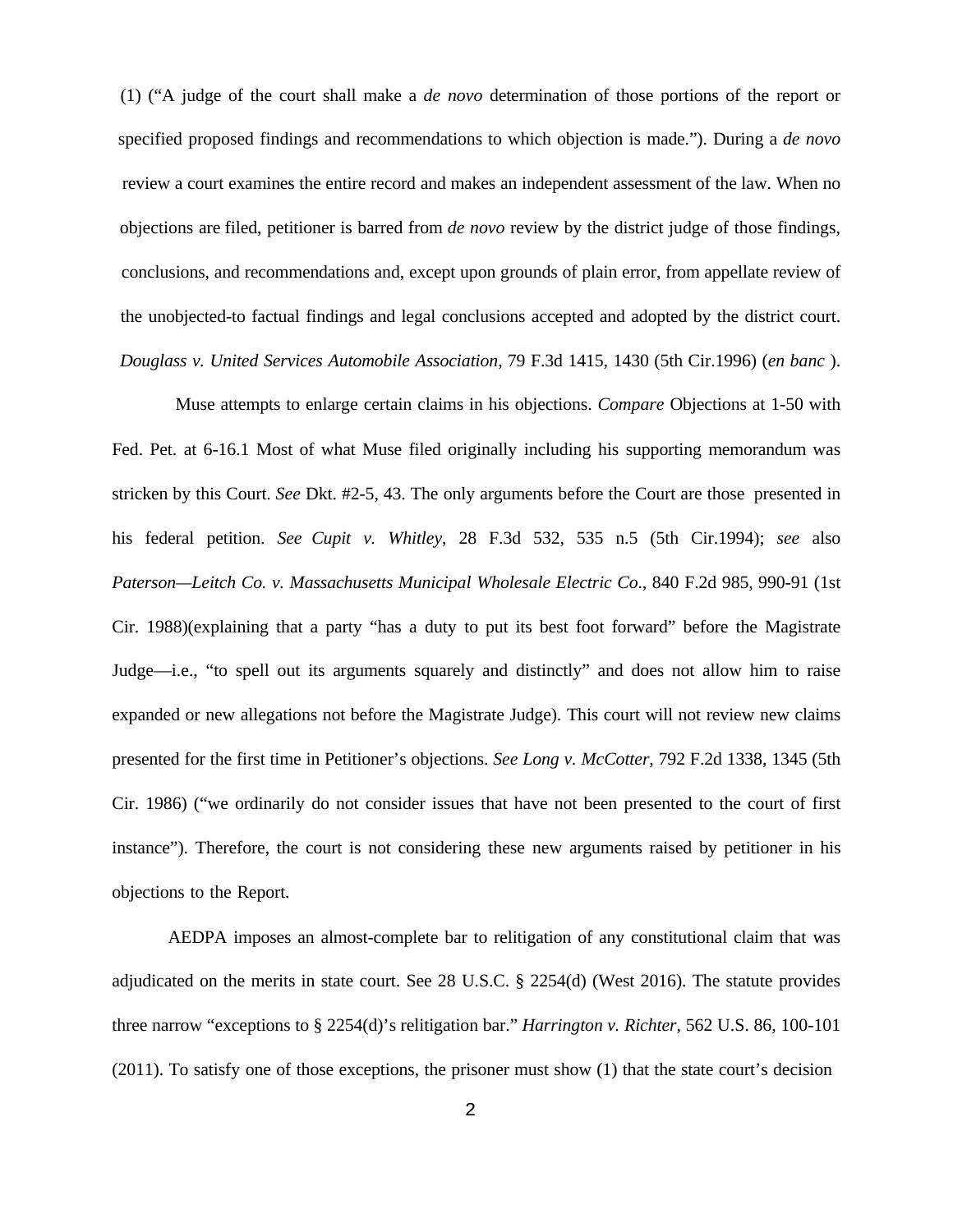(1) ("A judge of the court shall make a *de novo* determination of those portions of the report or specified proposed findings and recommendations to which objection is made."). During a *de novo* review a court examines the entire record and makes an independent assessment of the law. When no objections are filed, petitioner is barred from *de novo* review by the district judge of those findings, conclusions, and recommendations and, except upon grounds of plain error, from appellate review of the unobjected-to factual findings and legal conclusions accepted and adopted by the district court. *Douglass v. United Services Automobile Association,* 79 F.3d 1415, 1430 (5th Cir.1996) (*en banc* ).

Muse attempts to enlarge certain claims in his objections. *Compare* Objections at 1-50 with Fed. Pet. at 6-16.1 Most of what Muse filed originally including his supporting memorandum was stricken by this Court. *See* Dkt. #2-5, 43. The only arguments before the Court are those presented in his federal petition. *See Cupit v. Whitley*, 28 F.3d 532, 535 n.5 (5th Cir.1994); *see* also *Paterson—Leitch Co. v. Massachusetts Municipal Wholesale Electric Co*., 840 F.2d 985, 990-91 (1st Cir. 1988)(explaining that a party "has a duty to put its best foot forward" before the Magistrate Judge—i.e., "to spell out its arguments squarely and distinctly" and does not allow him to raise expanded or new allegations not before the Magistrate Judge). This court will not review new claims presented for the first time in Petitioner's objections. *See Long v. McCotter*, 792 F.2d 1338, 1345 (5th Cir. 1986) ("we ordinarily do not consider issues that have not been presented to the court of first instance"). Therefore, the court is not considering these new arguments raised by petitioner in his objections to the Report.

AEDPA imposes an almost-complete bar to relitigation of any constitutional claim that was adjudicated on the merits in state court. See 28 U.S.C. § 2254(d) (West 2016). The statute provides three narrow "exceptions to § 2254(d)'s relitigation bar." *Harrington v. Richter*, 562 U.S. 86, 100-101 (2011). To satisfy one of those exceptions, the prisoner must show (1) that the state court's decision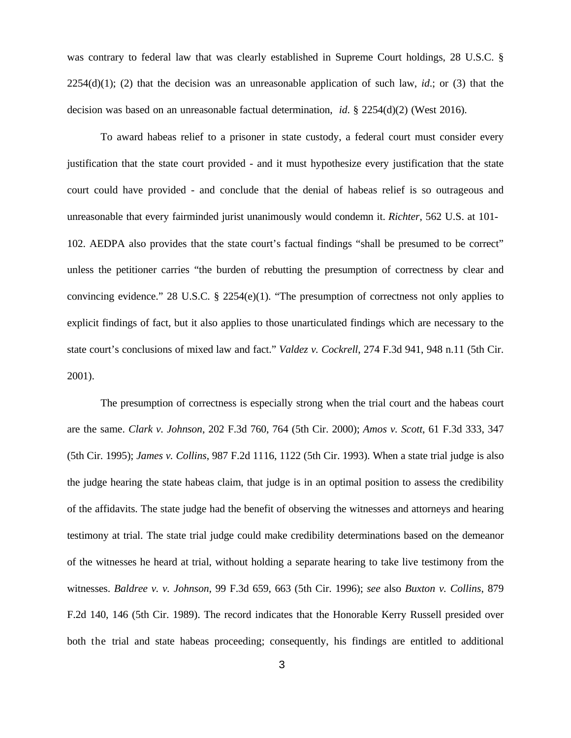was contrary to federal law that was clearly established in Supreme Court holdings, 28 U.S.C. § 2254(d)(1); (2) that the decision was an unreasonable application of such law, *id*.; or (3) that the decision was based on an unreasonable factual determination, *id*. § 2254(d)(2) (West 2016).

To award habeas relief to a prisoner in state custody, a federal court must consider every justification that the state court provided - and it must hypothesize every justification that the state court could have provided - and conclude that the denial of habeas relief is so outrageous and unreasonable that every fairminded jurist unanimously would condemn it. *Richter*, 562 U.S. at 101-102. AEDPA also provides that the state court's factual findings "shall be presumed to be correct" unless the petitioner carries "the burden of rebutting the presumption of correctness by clear and convincing evidence." 28 U.S.C. § 2254(e)(1). "The presumption of correctness not only applies to explicit findings of fact, but it also applies to those unarticulated findings which are necessary to the state court's conclusions of mixed law and fact." *Valdez v. Cockrell*, 274 F.3d 941, 948 n.11 (5th Cir. 2001).

The presumption of correctness is especially strong when the trial court and the habeas court are the same. *Clark v. Johnson*, 202 F.3d 760, 764 (5th Cir. 2000); *Amos v. Scott*, 61 F.3d 333, 347 (5th Cir. 1995); *James v. Collins*, 987 F.2d 1116, 1122 (5th Cir. 1993). When a state trial judge is also the judge hearing the state habeas claim, that judge is in an optimal position to assess the credibility of the affidavits. The state judge had the benefit of observing the witnesses and attorneys and hearing testimony at trial. The state trial judge could make credibility determinations based on the demeanor of the witnesses he heard at trial, without holding a separate hearing to take live testimony from the witnesses. *Baldree v. v. Johnson*, 99 F.3d 659, 663 (5th Cir. 1996); *see* also *Buxton v. Collins*, 879 F.2d 140, 146 (5th Cir. 1989). The record indicates that the Honorable Kerry Russell presided over both the trial and state habeas proceeding; consequently, his findings are entitled to additional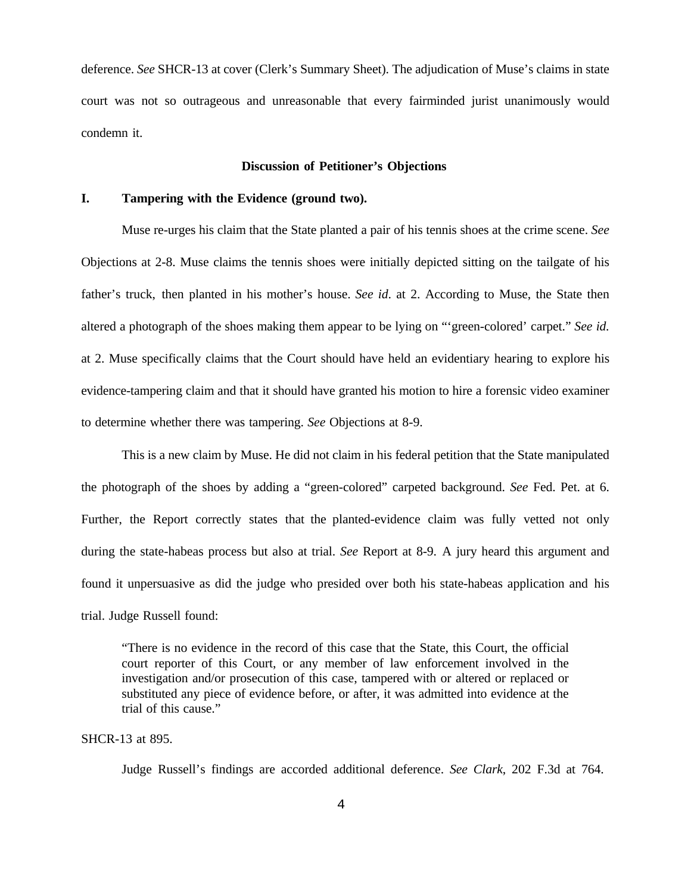deference. *See* SHCR-13 at cover (Clerk's Summary Sheet). The adjudication of Muse's claims in state court was not so outrageous and unreasonable that every fairminded jurist unanimously would condemn it.

**Discussion of Petitioner's Objections**

**I. Tampering with the Evidence (ground two).**

Muse re-urges his claim that the State planted a pair of his tennis shoes at the crime scene. *See* Objections at 2-8. Muse claims the tennis shoes were initially depicted sitting on the tailgate of his father's truck, then planted in his mother's house. *See id*. at 2. According to Muse, the State then altered a photograph of the shoes making them appear to be lying on "'green-colored' carpet." *See id.* at 2. Muse specifically claims that the Court should have held an evidentiary hearing to explore his evidence-tampering claim and that it should have granted his motion to hire a forensic video examiner to determine whether there was tampering. *See* Objections at 8-9.

This is a new claim by Muse. He did not claim in his federal petition that the State manipulated the photograph of the shoes by adding a "green-colored" carpeted background. *See* Fed. Pet. at 6. Further, the Report correctly states that the planted-evidence claim was fully vetted not only during the state-habeas process but also at trial. *See* Report at 8-9. A jury heard this argument and found it unpersuasive as did the judge who presided over both his state-habeas application and his trial. Judge Russell found:

> "There is no evidence in the record of this case that the State, this Court, the official court reporter of this Court, or any member of law enforcement involved in the investigation and/or prosecution of this case, tampered with or altered or replaced or substituted any piece of evidence before, or after, it was admitted into evidence at the trial of this cause."

SHCR-13 at 895.

Judge Russell's findings are accorded additional deference. *See Clark*, 202 F.3d at 764.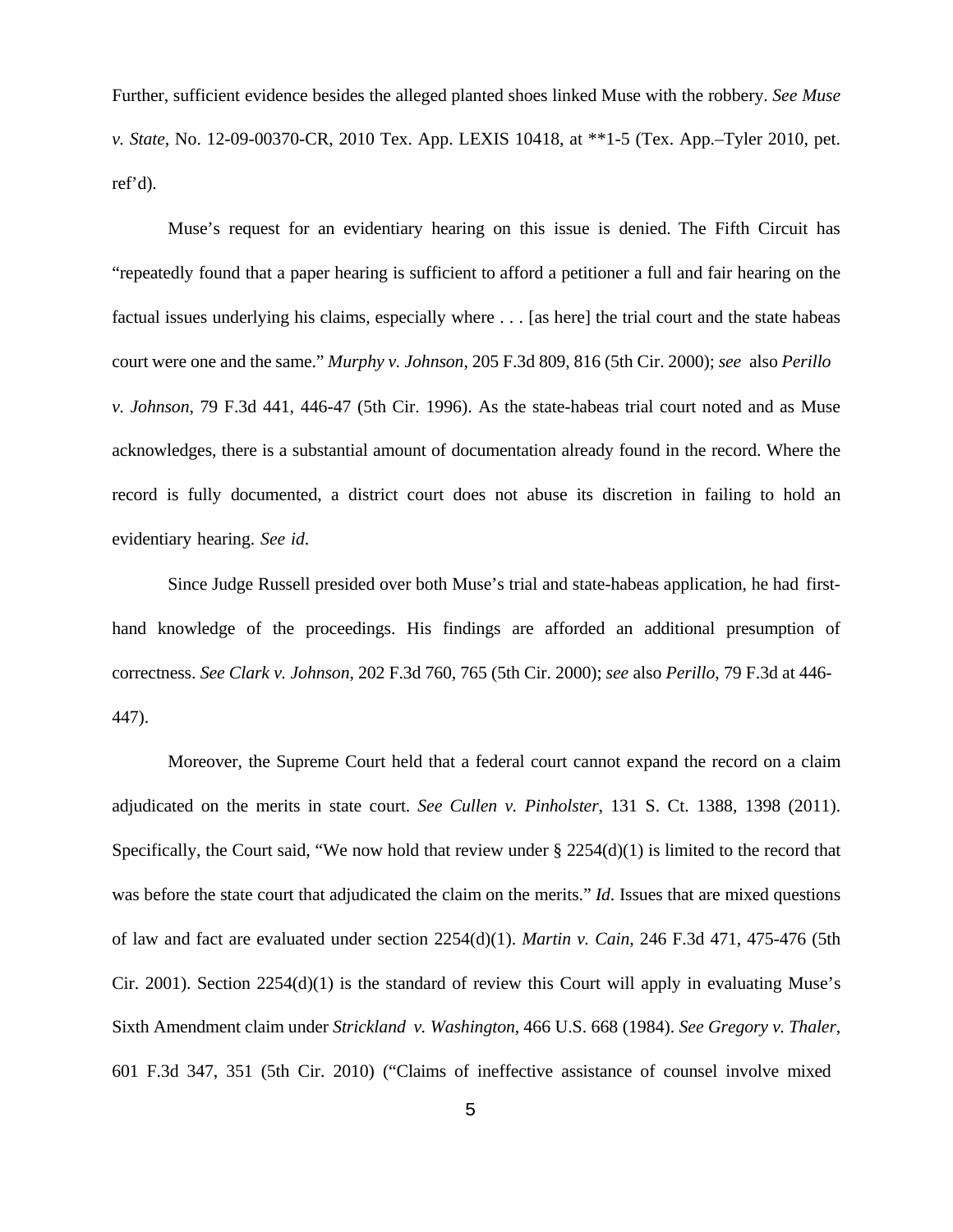Further, sufficient evidence besides the alleged planted shoes linked Muse with the robbery. *See Muse v. State*, No. 12-09-00370-CR, 2010 Tex. App. LEXIS 10418, at **1-5 (Tex. App.–Tyler 2010, pet. ref'd).

Muse's request for an evidentiary hearing on this issue is denied. The Fifth Circuit has "repeatedly found that a paper hearing is sufficient to afford a petitioner a full and fair hearing on the factual issues underlying his claims, especially where . . . [as here] the trial court and the state habeas court were one and the same." *Murphy v. Johnson*, 205 F.3d 809, 816 (5th Cir. 2000); *see* also *Perillo v. Johnson*, 79 F.3d 441, 446-47 (5th Cir. 1996). As the state-habeas trial court noted and as Muse acknowledges, there is a substantial amount of documentation already found in the record. Where the record is fully documented, a district court does not abuse its discretion in failing to hold an evidentiary hearing. *See id*.

Since Judge Russell presided over both Muse's trial and state-habeas application, he had first-hand knowledge of the proceedings. His findings are afforded an additional presumption of correctness. *See Clark v. Johnson*, 202 F.3d 760, 765 (5th Cir. 2000); *see* also *Perillo*, 79 F.3d at 446-447).

Moreover, the Supreme Court held that a federal court cannot expand the record on a claim adjudicated on the merits in state court. *See Cullen v. Pinholster*, 131 S. Ct. 1388, 1398 (2011). Specifically, the Court said, "We now hold that review under § 2254(d)(1) is limited to the record that was before the state court that adjudicated the claim on the merits." *Id*. Issues that are mixed questions of law and fact are evaluated under section 2254(d)(1). *Martin v. Cain*, 246 F.3d 471, 475-476 (5th Cir. 2001). Section 2254(d)(1) is the standard of review this Court will apply in evaluating Muse's Sixth Amendment claim under *Strickland v. Washington*, 466 U.S. 668 (1984). *See Gregory v. Thaler*, 601 F.3d 347, 351 (5th Cir. 2010) ("Claims of ineffective assistance of counsel involve mixed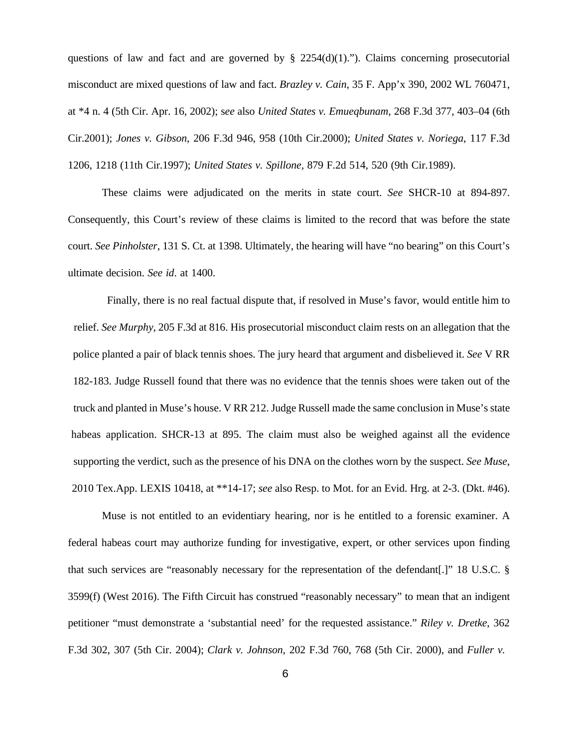questions of law and fact and are governed by § 2254(d)(1).”). Claims concerning prosecutorial misconduct are mixed questions of law and fact. *Brazley v. Cain*, 35 F. App’x 390, 2002 WL 760471, at *4 n. 4 (5th Cir. Apr. 16, 2002); s*ee* also *United States v. Emueqbunam*, 268 F.3d 377, 403–04 (6th Cir.2001); *Jones v. Gibson*, 206 F.3d 946, 958 (10th Cir.2000); *United States v. Noriega*, 117 F.3d 1206, 1218 (11th Cir.1997); *United States v. Spillone,* 879 F.2d 514, 520 (9th Cir.1989).

These claims were adjudicated on the merits in state court. *See* SHCR-10 at 894-897. Consequently, this Court’s review of these claims is limited to the record that was before the state court. *See Pinholster*, 131 S. Ct. at 1398. Ultimately, the hearing will have “no bearing” on this Court’s ultimate decision. *See id*. at 1400.

Finally, there is no real factual dispute that, if resolved in Muse’s favor, would entitle him to relief. *See Murphy*, 205 F.3d at 816. His prosecutorial misconduct claim rests on an allegation that the police planted a pair of black tennis shoes. The jury heard that argument and disbelieved it. *See* V RR 182-183. Judge Russell found that there was no evidence that the tennis shoes were taken out of the truck and planted in Muse’s house. V RR 212. Judge Russell made the same conclusion in Muse’s state habeas application. SHCR-13 at 895. The claim must also be weighed against all the evidence supporting the verdict, such as the presence of his DNA on the clothes worn by the suspect. *See Muse*, 2010 Tex.App. LEXIS 10418, at **14-17; *see* also Resp. to Mot. for an Evid. Hrg. at 2-3. (Dkt. #46).

Muse is not entitled to an evidentiary hearing, nor is he entitled to a forensic examiner. A federal habeas court may authorize funding for investigative, expert, or other services upon finding that such services are “reasonably necessary for the representation of the defendant[.]” 18 U.S.C. § 3599(f) (West 2016). The Fifth Circuit has construed “reasonably necessary” to mean that an indigent petitioner “must demonstrate a ‘substantial need’ for the requested assistance.” *Riley v. Dretke*, 362 F.3d 302, 307 (5th Cir. 2004); *Clark v. Johnson*, 202 F.3d 760, 768 (5th Cir. 2000), and *Fuller v.*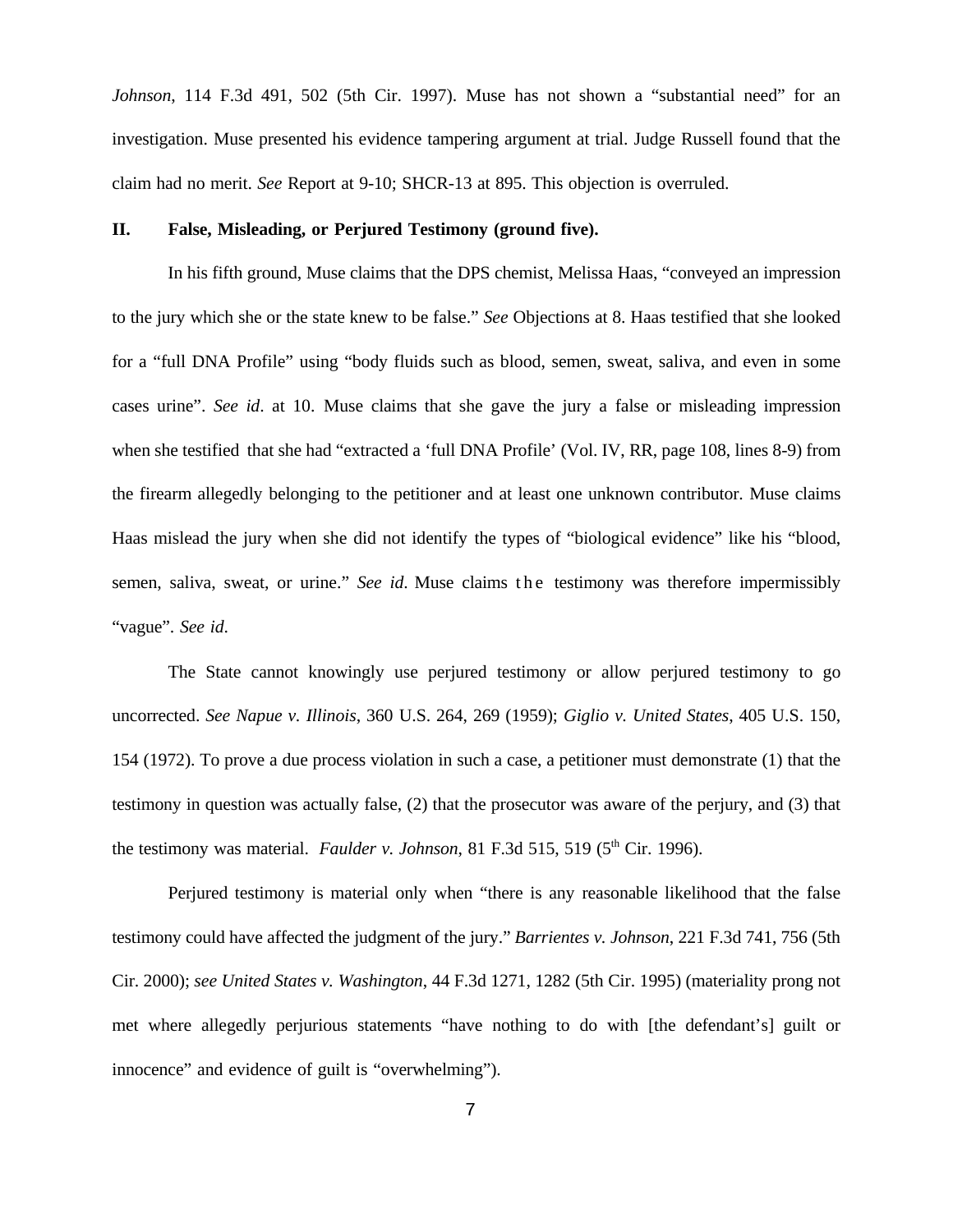*Johnson*, 114 F.3d 491, 502 (5th Cir. 1997). Muse has not shown a "substantial need" for an investigation. Muse presented his evidence tampering argument at trial. Judge Russell found that the claim had no merit. *See* Report at 9-10; SHCR-13 at 895. This objection is overruled.

## II. False, Misleading, or Perjured Testimony (ground five).

In his fifth ground, Muse claims that the DPS chemist, Melissa Haas, "conveyed an impression to the jury which she or the state knew to be false." *See* Objections at 8. Haas testified that she looked for a "full DNA Profile" using "body fluids such as blood, semen, sweat, saliva, and even in some cases urine". *See id*. at 10. Muse claims that she gave the jury a false or misleading impression when she testified that she had "extracted a 'full DNA Profile' (Vol. IV, RR, page 108, lines 8-9) from the firearm allegedly belonging to the petitioner and at least one unknown contributor. Muse claims Haas mislead the jury when she did not identify the types of "biological evidence" like his "blood, semen, saliva, sweat, or urine." *See id*. Muse claims the testimony was therefore impermissibly "vague". *See id*.

The State cannot knowingly use perjured testimony or allow perjured testimony to go uncorrected. *See Napue v. Illinois*, 360 U.S. 264, 269 (1959); *Giglio v. United States*, 405 U.S. 150, 154 (1972). To prove a due process violation in such a case, a petitioner must demonstrate (1) that the testimony in question was actually false, (2) that the prosecutor was aware of the perjury, and (3) that the testimony was material. *Faulder v. Johnson*, 81 F.3d 515, 519 (5th Cir. 1996).

Perjured testimony is material only when "there is any reasonable likelihood that the false testimony could have affected the judgment of the jury." *Barrientes v. Johnson*, 221 F.3d 741, 756 (5th Cir. 2000); *see United States v. Washington*, 44 F.3d 1271, 1282 (5th Cir. 1995) (materiality prong not met where allegedly perjurious statements "have nothing to do with [the defendant's] guilt or innocence" and evidence of guilt is "overwhelming").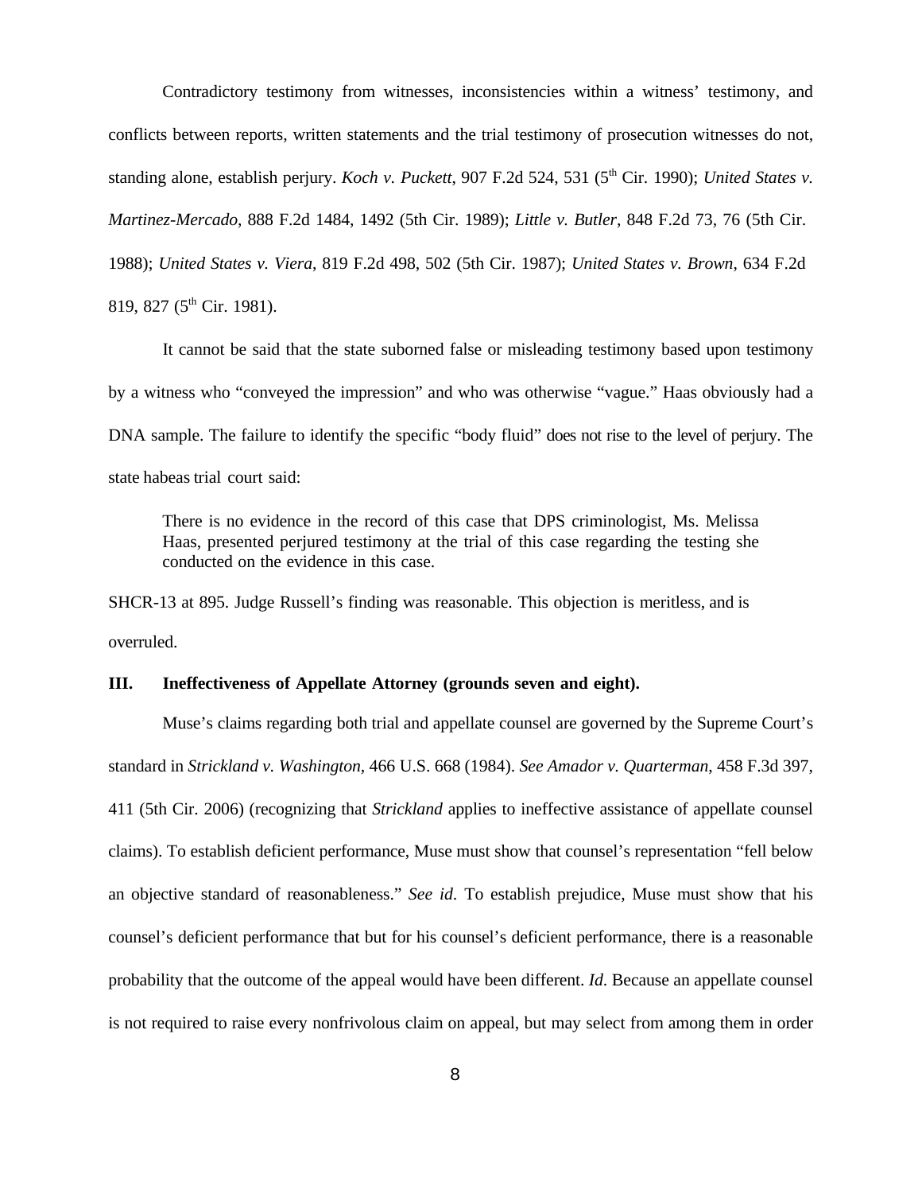Contradictory testimony from witnesses, inconsistencies within a witness' testimony, and conflicts between reports, written statements and the trial testimony of prosecution witnesses do not, standing alone, establish perjury. *Koch v. Puckett*, 907 F.2d 524, 531 (5th Cir. 1990); *United States v. Martinez-Mercado*, 888 F.2d 1484, 1492 (5th Cir. 1989); *Little v. Butler*, 848 F.2d 73, 76 (5th Cir. 1988); *United States v. Viera*, 819 F.2d 498, 502 (5th Cir. 1987); *United States v. Brown*, 634 F.2d 819, 827 (5th Cir. 1981).

It cannot be said that the state suborned false or misleading testimony based upon testimony by a witness who "conveyed the impression" and who was otherwise "vague." Haas obviously had a DNA sample. The failure to identify the specific "body fluid" does not rise to the level of perjury. The state habeas trial court said:

> There is no evidence in the record of this case that DPS criminologist, Ms. Melissa Haas, presented perjured testimony at the trial of this case regarding the testing she conducted on the evidence in this case.

SHCR-13 at 895. Judge Russell's finding was reasonable. This objection is meritless, and is overruled.

**III. Ineffectiveness of Appellate Attorney (grounds seven and eight).**

Muse's claims regarding both trial and appellate counsel are governed by the Supreme Court's standard in *Strickland v. Washington*, 466 U.S. 668 (1984). *See Amador v. Quarterman*, 458 F.3d 397, 411 (5th Cir. 2006) (recognizing that *Strickland* applies to ineffective assistance of appellate counsel claims). To establish deficient performance, Muse must show that counsel's representation "fell below an objective standard of reasonableness." *See id*. To establish prejudice, Muse must show that his counsel's deficient performance that but for his counsel's deficient performance, there is a reasonable probability that the outcome of the appeal would have been different. *Id*. Because an appellate counsel is not required to raise every nonfrivolous claim on appeal, but may select from among them in order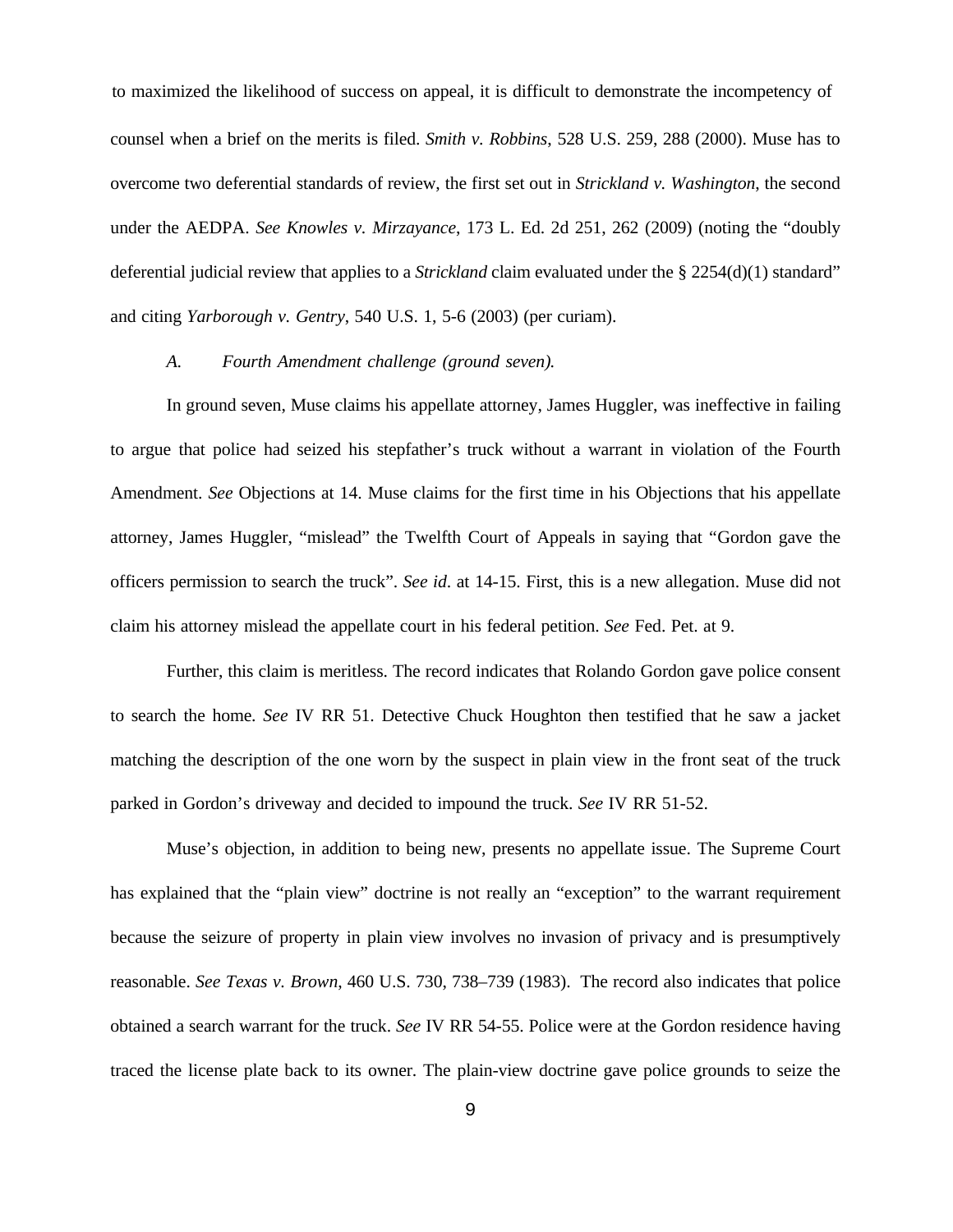to maximized the likelihood of success on appeal, it is difficult to demonstrate the incompetency of counsel when a brief on the merits is filed. *Smith v. Robbins*, 528 U.S. 259, 288 (2000). Muse has to overcome two deferential standards of review, the first set out in *Strickland v. Washington*, the second under the AEDPA. *See Knowles v. Mirzayance*, 173 L. Ed. 2d 251, 262 (2009) (noting the "doubly deferential judicial review that applies to a *Strickland* claim evaluated under the § 2254(d)(1) standard" and citing *Yarborough v. Gentry*, 540 U.S. 1, 5-6 (2003) (per curiam).

*A. Fourth Amendment challenge (ground seven).*

In ground seven, Muse claims his appellate attorney, James Huggler, was ineffective in failing to argue that police had seized his stepfather's truck without a warrant in violation of the Fourth Amendment. *See* Objections at 14. Muse claims for the first time in his Objections that his appellate attorney, James Huggler, "mislead" the Twelfth Court of Appeals in saying that "Gordon gave the officers permission to search the truck". *See id*. at 14-15. First, this is a new allegation. Muse did not claim his attorney mislead the appellate court in his federal petition. *See* Fed. Pet. at 9.

Further, this claim is meritless. The record indicates that Rolando Gordon gave police consent to search the home. *See* IV RR 51. Detective Chuck Houghton then testified that he saw a jacket matching the description of the one worn by the suspect in plain view in the front seat of the truck parked in Gordon's driveway and decided to impound the truck. *See* IV RR 51-52.

Muse's objection, in addition to being new, presents no appellate issue. The Supreme Court has explained that the "plain view" doctrine is not really an "exception" to the warrant requirement because the seizure of property in plain view involves no invasion of privacy and is presumptively reasonable. *See Texas v. Brown*, 460 U.S. 730, 738–739 (1983). The record also indicates that police obtained a search warrant for the truck. *See* IV RR 54-55. Police were at the Gordon residence having traced the license plate back to its owner. The plain-view doctrine gave police grounds to seize the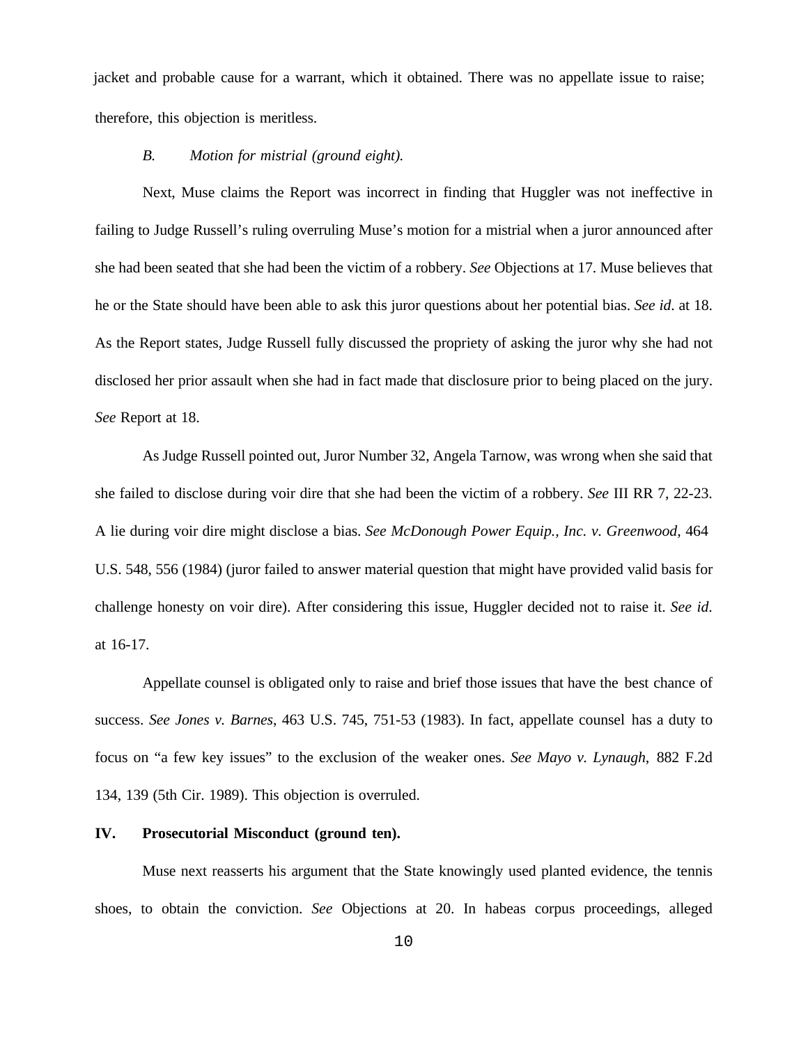jacket and probable cause for a warrant, which it obtained. There was no appellate issue to raise; therefore, this objection is meritless.

*B. Motion for mistrial (ground eight).*

Next, Muse claims the Report was incorrect in finding that Huggler was not ineffective in failing to Judge Russell's ruling overruling Muse's motion for a mistrial when a juror announced after she had been seated that she had been the victim of a robbery. *See* Objections at 17. Muse believes that he or the State should have been able to ask this juror questions about her potential bias. *See id*. at 18. As the Report states, Judge Russell fully discussed the propriety of asking the juror why she had not disclosed her prior assault when she had in fact made that disclosure prior to being placed on the jury. *See* Report at 18.

As Judge Russell pointed out, Juror Number 32, Angela Tarnow, was wrong when she said that she failed to disclose during voir dire that she had been the victim of a robbery. *See* III RR 7, 22-23. A lie during voir dire might disclose a bias. *See McDonough Power Equip., Inc. v. Greenwood*, 464 U.S. 548, 556 (1984) (juror failed to answer material question that might have provided valid basis for challenge honesty on voir dire). After considering this issue, Huggler decided not to raise it. *See id*. at 16-17.

Appellate counsel is obligated only to raise and brief those issues that have the best chance of success. *See Jones v. Barnes*, 463 U.S. 745, 751-53 (1983). In fact, appellate counsel has a duty to focus on "a few key issues" to the exclusion of the weaker ones. *See Mayo v. Lynaugh*, 882 F.2d 134, 139 (5th Cir. 1989). This objection is overruled.

## IV. Prosecutorial Misconduct (ground ten).

Muse next reasserts his argument that the State knowingly used planted evidence, the tennis shoes, to obtain the conviction. *See* Objections at 20. In habeas corpus proceedings, alleged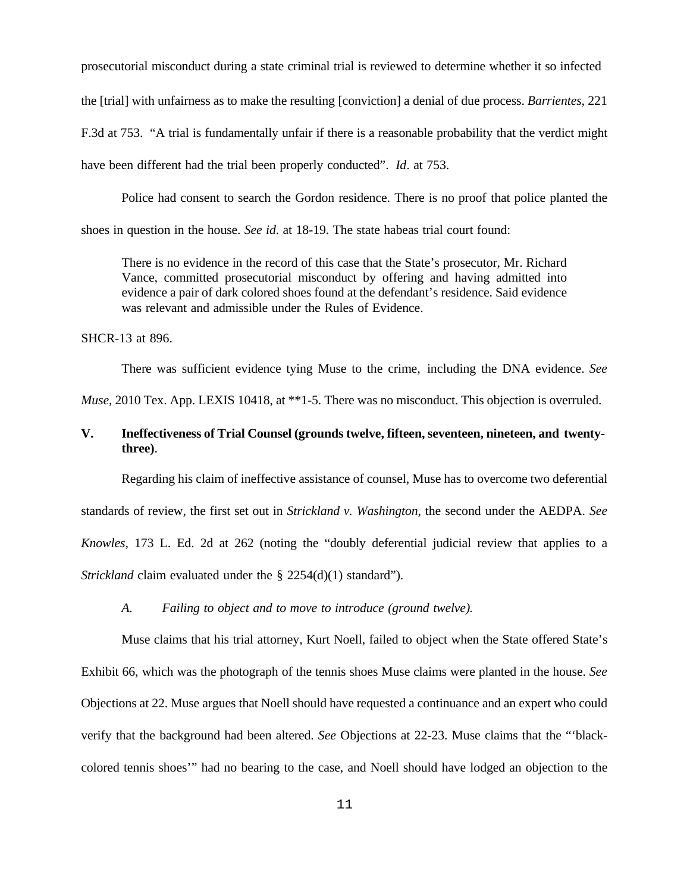prosecutorial misconduct during a state criminal trial is reviewed to determine whether it so infected the [trial] with unfairness as to make the resulting [conviction] a denial of due process. *Barrientes*, 221 F.3d at 753. "A trial is fundamentally unfair if there is a reasonable probability that the verdict might have been different had the trial been properly conducted". *Id*. at 753.

Police had consent to search the Gordon residence. There is no proof that police planted the shoes in question in the house. *See id*. at 18-19. The state habeas trial court found:

> There is no evidence in the record of this case that the State's prosecutor, Mr. Richard Vance, committed prosecutorial misconduct by offering and having admitted into evidence a pair of dark colored shoes found at the defendant's residence. Said evidence was relevant and admissible under the Rules of Evidence.

SHCR-13 at 896.

There was sufficient evidence tying Muse to the crime, including the DNA evidence. *See Muse*, 2010 Tex. App. LEXIS 10418, at **1-5. There was no misconduct. This objection is overruled.

## V. Ineffectiveness of Trial Counsel (grounds twelve, fifteen, seventeen, nineteen, and twenty-three).

Regarding his claim of ineffective assistance of counsel, Muse has to overcome two deferential standards of review, the first set out in *Strickland v. Washington*, the second under the AEDPA. *See Knowles*, 173 L. Ed. 2d at 262 (noting the "doubly deferential judicial review that applies to a *Strickland* claim evaluated under the § 2254(d)(1) standard").

### *A. Failing to object and to move to introduce (ground twelve).*

Muse claims that his trial attorney, Kurt Noell, failed to object when the State offered State's Exhibit 66, which was the photograph of the tennis shoes Muse claims were planted in the house. *See* Objections at 22. Muse argues that Noell should have requested a continuance and an expert who could verify that the background had been altered. *See* Objections at 22-23. Muse claims that the "'black-colored tennis shoes'" had no bearing to the case, and Noell should have lodged an objection to the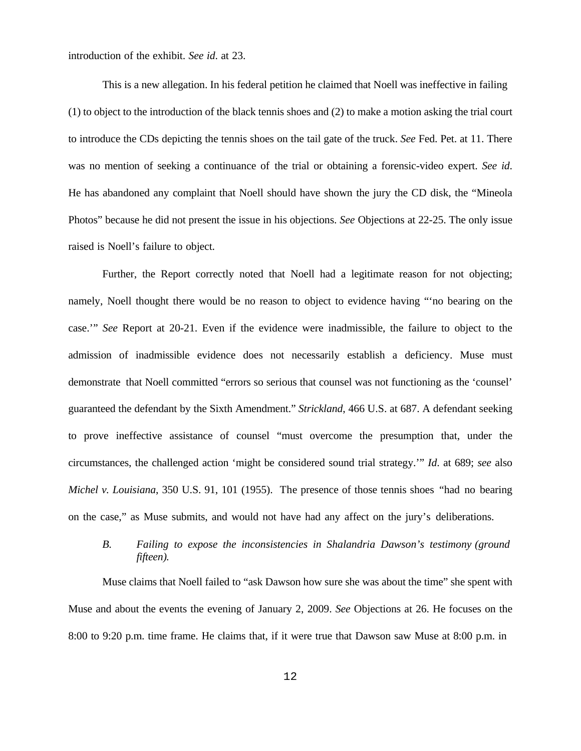introduction of the exhibit. *See id*. at 23.

This is a new allegation. In his federal petition he claimed that Noell was ineffective in failing (1) to object to the introduction of the black tennis shoes and (2) to make a motion asking the trial court to introduce the CDs depicting the tennis shoes on the tail gate of the truck. *See* Fed. Pet. at 11. There was no mention of seeking a continuance of the trial or obtaining a forensic-video expert. *See id*. He has abandoned any complaint that Noell should have shown the jury the CD disk, the "Mineola Photos" because he did not present the issue in his objections. *See* Objections at 22-25. The only issue raised is Noell's failure to object.

Further, the Report correctly noted that Noell had a legitimate reason for not objecting; namely, Noell thought there would be no reason to object to evidence having "'no bearing on the case.'" *See* Report at 20-21. Even if the evidence were inadmissible, the failure to object to the admission of inadmissible evidence does not necessarily establish a deficiency. Muse must demonstrate that Noell committed "errors so serious that counsel was not functioning as the 'counsel' guaranteed the defendant by the Sixth Amendment." *Strickland*, 466 U.S. at 687. A defendant seeking to prove ineffective assistance of counsel "must overcome the presumption that, under the circumstances, the challenged action 'might be considered sound trial strategy.'" *Id*. at 689; *see* also *Michel v. Louisiana*, 350 U.S. 91, 101 (1955). The presence of those tennis shoes "had no bearing on the case," as Muse submits, and would not have had any affect on the jury's deliberations.

### *B. Failing to expose the inconsistencies in Shalandria Dawson's testimony (ground fifteen).*

Muse claims that Noell failed to "ask Dawson how sure she was about the time" she spent with Muse and about the events the evening of January 2, 2009. *See* Objections at 26. He focuses on the 8:00 to 9:20 p.m. time frame. He claims that, if it were true that Dawson saw Muse at 8:00 p.m. in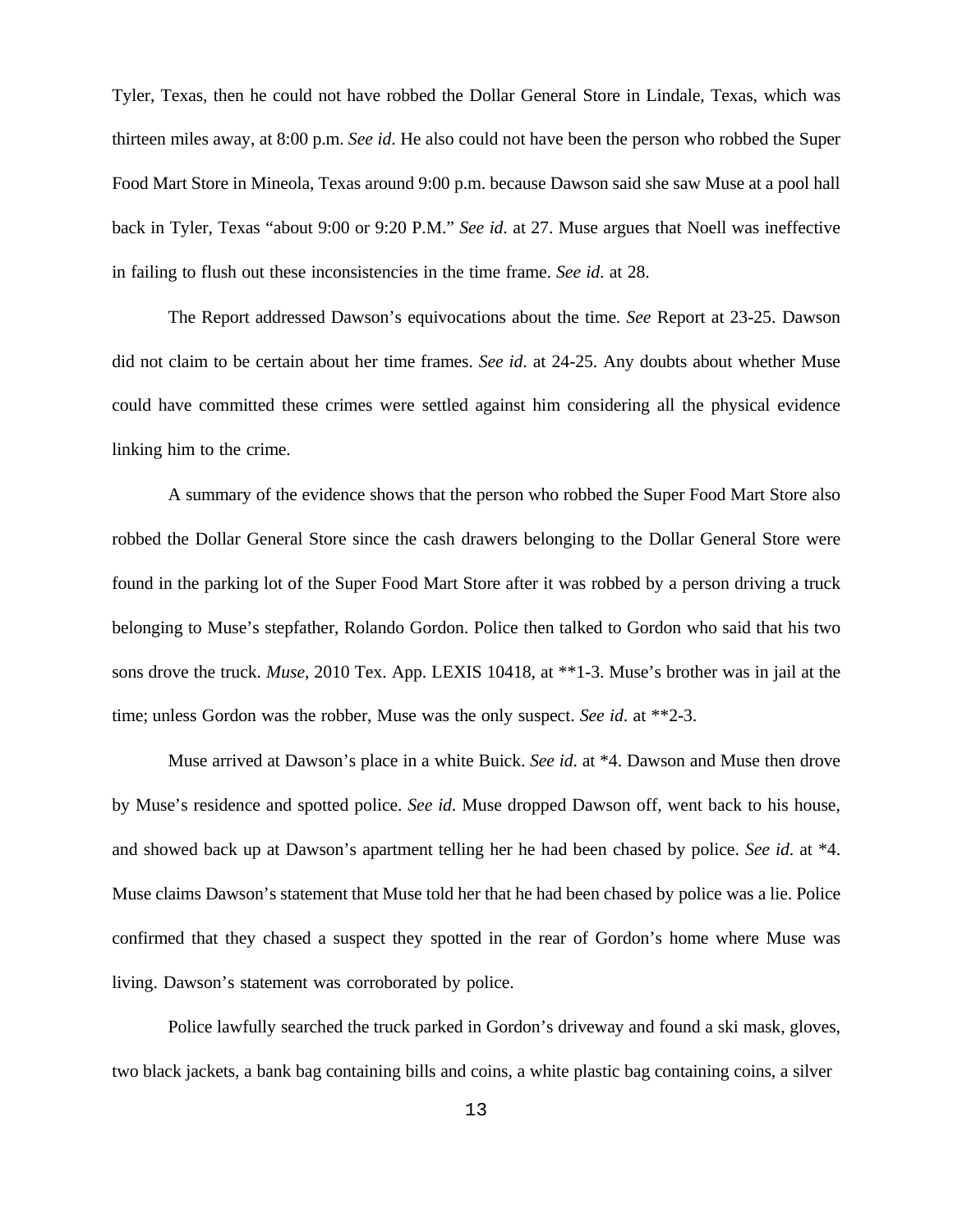Tyler, Texas, then he could not have robbed the Dollar General Store in Lindale, Texas, which was thirteen miles away, at 8:00 p.m. *See id*. He also could not have been the person who robbed the Super Food Mart Store in Mineola, Texas around 9:00 p.m. because Dawson said she saw Muse at a pool hall back in Tyler, Texas "about 9:00 or 9:20 P.M." *See id*. at 27. Muse argues that Noell was ineffective in failing to flush out these inconsistencies in the time frame. *See id*. at 28.

The Report addressed Dawson's equivocations about the time. *See* Report at 23-25. Dawson did not claim to be certain about her time frames. *See id*. at 24-25. Any doubts about whether Muse could have committed these crimes were settled against him considering all the physical evidence linking him to the crime.

A summary of the evidence shows that the person who robbed the Super Food Mart Store also robbed the Dollar General Store since the cash drawers belonging to the Dollar General Store were found in the parking lot of the Super Food Mart Store after it was robbed by a person driving a truck belonging to Muse's stepfather, Rolando Gordon. Police then talked to Gordon who said that his two sons drove the truck. *Muse*, 2010 Tex. App. LEXIS 10418, at **1-3. Muse's brother was in jail at the time; unless Gordon was the robber, Muse was the only suspect. *See id*. at **2-3.

Muse arrived at Dawson's place in a white Buick. *See id*. at *4. Dawson and Muse then drove by Muse's residence and spotted police. *See id*. Muse dropped Dawson off, went back to his house, and showed back up at Dawson's apartment telling her he had been chased by police. *See id*. at *4. Muse claims Dawson's statement that Muse told her that he had been chased by police was a lie. Police confirmed that they chased a suspect they spotted in the rear of Gordon's home where Muse was living. Dawson's statement was corroborated by police.

Police lawfully searched the truck parked in Gordon's driveway and found a ski mask, gloves, two black jackets, a bank bag containing bills and coins, a white plastic bag containing coins, a silver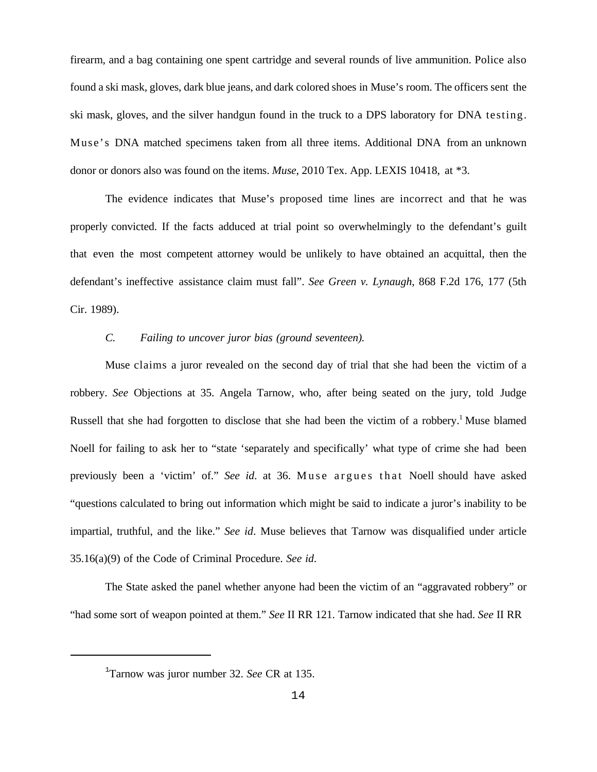firearm, and a bag containing one spent cartridge and several rounds of live ammunition. Police also found a ski mask, gloves, dark blue jeans, and dark colored shoes in Muse's room. The officers sent the ski mask, gloves, and the silver handgun found in the truck to a DPS laboratory for DNA testing. Muse's DNA matched specimens taken from all three items. Additional DNA from an unknown donor or donors also was found on the items. *Muse*, 2010 Tex. App. LEXIS 10418, at *3.

The evidence indicates that Muse's proposed time lines are incorrect and that he was properly convicted. If the facts adduced at trial point so overwhelmingly to the defendant's guilt that even the most competent attorney would be unlikely to have obtained an acquittal, then the defendant's ineffective assistance claim must fall". *See Green v. Lynaugh*, 868 F.2d 176, 177 (5th Cir. 1989).

*C. Failing to uncover juror bias (ground seventeen).*

Muse claims a juror revealed on the second day of trial that she had been the victim of a robbery. *See* Objections at 35. Angela Tarnow, who, after being seated on the jury, told Judge Russell that she had forgotten to disclose that she had been the victim of a robbery.[1] Muse blamed Noell for failing to ask her to "state 'separately and specifically' what type of crime she had been previously been a 'victim' of." *See id.* at 36. Muse argues that Noell should have asked "questions calculated to bring out information which might be said to indicate a juror's inability to be impartial, truthful, and the like." *See id*. Muse believes that Tarnow was disqualified under article 35.16(a)(9) of the Code of Criminal Procedure. *See id*.

The State asked the panel whether anyone had been the victim of an "aggravated robbery" or "had some sort of weapon pointed at them." *See* II RR 121. Tarnow indicated that she had. *See* II RR

---

[1]Tarnow was juror number 32. *See* CR at 135.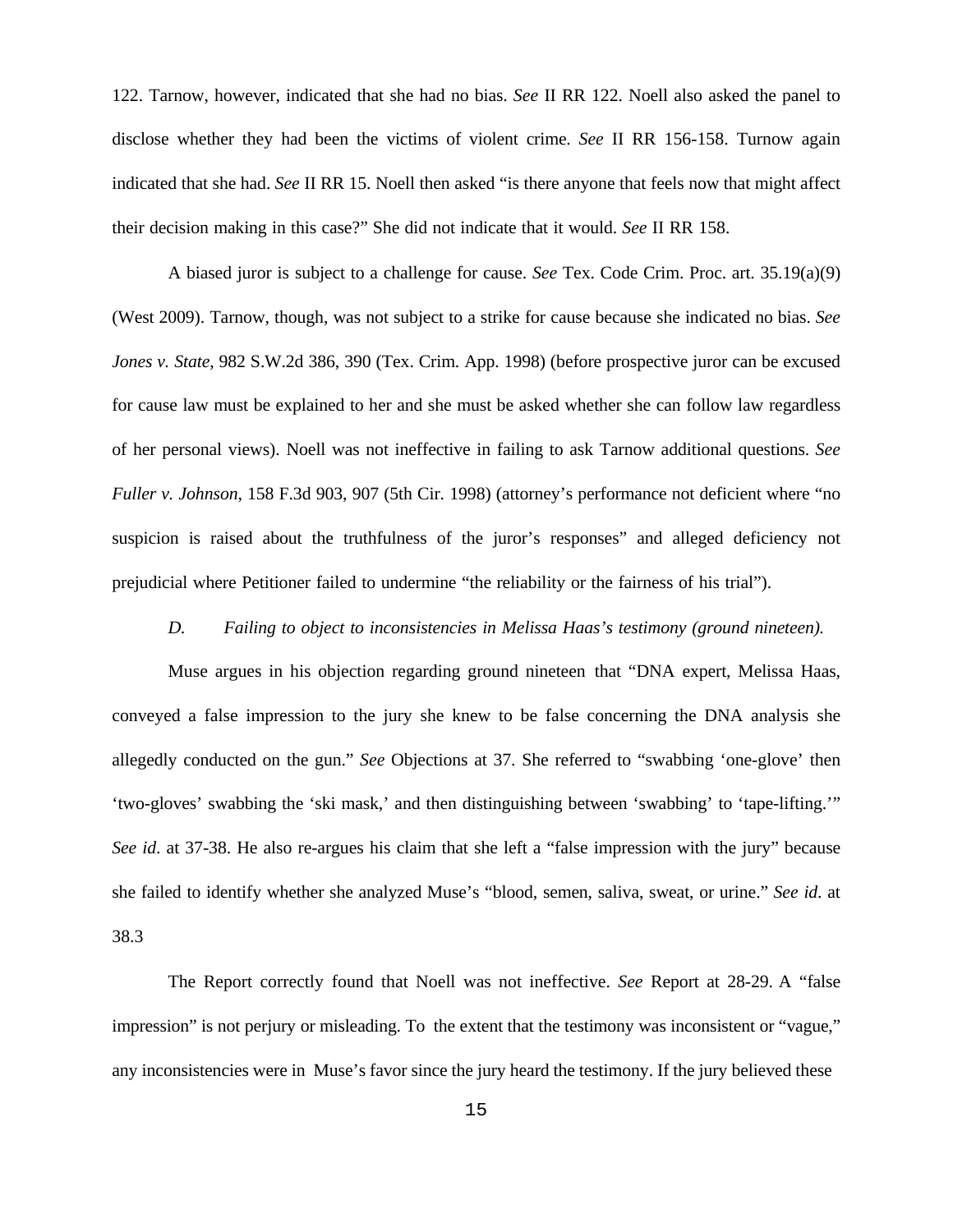122. Tarnow, however, indicated that she had no bias. *See* II RR 122. Noell also asked the panel to disclose whether they had been the victims of violent crime. *See* II RR 156-158. Turnow again indicated that she had. *See* II RR 15. Noell then asked "is there anyone that feels now that might affect their decision making in this case?" She did not indicate that it would. *See* II RR 158.

A biased juror is subject to a challenge for cause. *See* Tex. Code Crim. Proc. art. 35.19(a)(9) (West 2009). Tarnow, though, was not subject to a strike for cause because she indicated no bias. *See Jones v. State*, 982 S.W.2d 386, 390 (Tex. Crim. App. 1998) (before prospective juror can be excused for cause law must be explained to her and she must be asked whether she can follow law regardless of her personal views). Noell was not ineffective in failing to ask Tarnow additional questions. *See Fuller v. Johnson*, 158 F.3d 903, 907 (5th Cir. 1998) (attorney's performance not deficient where "no suspicion is raised about the truthfulness of the juror's responses" and alleged deficiency not prejudicial where Petitioner failed to undermine "the reliability or the fairness of his trial").

*D. Failing to object to inconsistencies in Melissa Haas's testimony (ground nineteen).*

Muse argues in his objection regarding ground nineteen that "DNA expert, Melissa Haas, conveyed a false impression to the jury she knew to be false concerning the DNA analysis she allegedly conducted on the gun." *See* Objections at 37. She referred to "swabbing 'one-glove' then 'two-gloves' swabbing the 'ski mask,' and then distinguishing between 'swabbing' to 'tape-lifting.'" *See id*. at 37-38. He also re-argues his claim that she left a "false impression with the jury" because she failed to identify whether she analyzed Muse's "blood, semen, saliva, sweat, or urine." *See id*. at 38.3

The Report correctly found that Noell was not ineffective. *See* Report at 28-29. A "false impression" is not perjury or misleading. To the extent that the testimony was inconsistent or "vague," any inconsistencies were in Muse's favor since the jury heard the testimony. If the jury believed these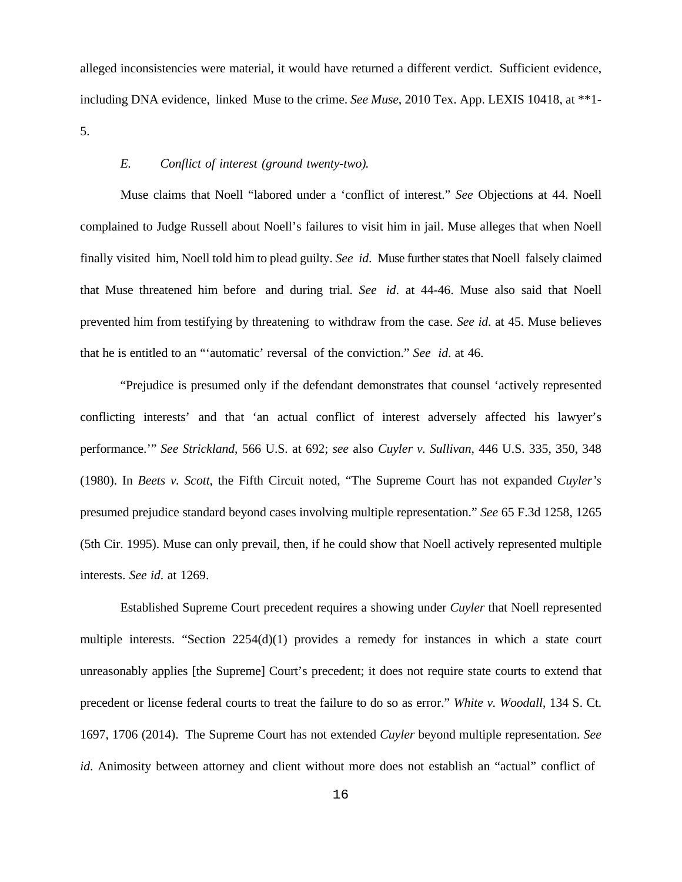alleged inconsistencies were material, it would have returned a different verdict. Sufficient evidence, including DNA evidence, linked Muse to the crime. *See Muse*, 2010 Tex. App. LEXIS 10418, at **1-5.

*E. Conflict of interest (ground twenty-two).*

Muse claims that Noell "labored under a 'conflict of interest." *See* Objections at 44. Noell complained to Judge Russell about Noell's failures to visit him in jail. Muse alleges that when Noell finally visited him, Noell told him to plead guilty. *See id*. Muse further states that Noell falsely claimed that Muse threatened him before and during trial. *See id*. at 44-46. Muse also said that Noell prevented him from testifying by threatening to withdraw from the case. *See id*. at 45. Muse believes that he is entitled to an "'automatic' reversal of the conviction." *See id*. at 46.

"Prejudice is presumed only if the defendant demonstrates that counsel 'actively represented conflicting interests' and that 'an actual conflict of interest adversely affected his lawyer's performance.'" *See Strickland*, 566 U.S. at 692; *see* also *Cuyler v. Sullivan*, 446 U.S. 335, 350, 348 (1980). In *Beets v. Scott*, the Fifth Circuit noted, "The Supreme Court has not expanded *Cuyler's* presumed prejudice standard beyond cases involving multiple representation." *See* 65 F.3d 1258, 1265 (5th Cir. 1995). Muse can only prevail, then, if he could show that Noell actively represented multiple interests. *See id*. at 1269.

Established Supreme Court precedent requires a showing under *Cuyler* that Noell represented multiple interests. "Section 2254(d)(1) provides a remedy for instances in which a state court unreasonably applies [the Supreme] Court's precedent; it does not require state courts to extend that precedent or license federal courts to treat the failure to do so as error." *White v. Woodall*, 134 S. Ct. 1697, 1706 (2014). The Supreme Court has not extended *Cuyler* beyond multiple representation. *See id*. Animosity between attorney and client without more does not establish an "actual" conflict of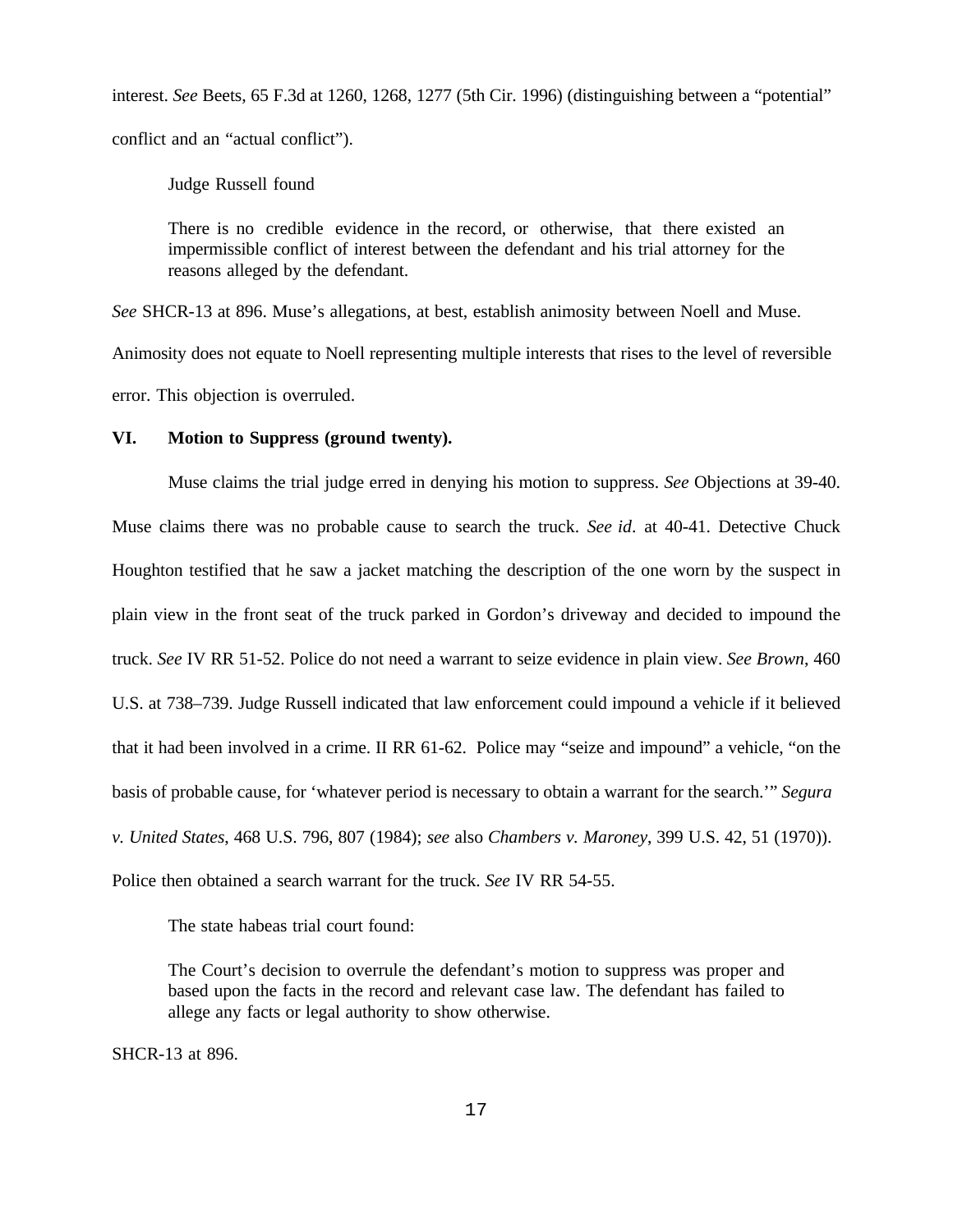interest. *See* Beets, 65 F.3d at 1260, 1268, 1277 (5th Cir. 1996) (distinguishing between a "potential" conflict and an "actual conflict").

Judge Russell found

> There is no credible evidence in the record, or otherwise, that there existed an impermissible conflict of interest between the defendant and his trial attorney for the reasons alleged by the defendant.

*See* SHCR-13 at 896. Muse's allegations, at best, establish animosity between Noell and Muse. Animosity does not equate to Noell representing multiple interests that rises to the level of reversible error. This objection is overruled.

## VI. Motion to Suppress (ground twenty).

Muse claims the trial judge erred in denying his motion to suppress. *See* Objections at 39-40. Muse claims there was no probable cause to search the truck. *See id*. at 40-41. Detective Chuck Houghton testified that he saw a jacket matching the description of the one worn by the suspect in plain view in the front seat of the truck parked in Gordon's driveway and decided to impound the truck. *See* IV RR 51-52. Police do not need a warrant to seize evidence in plain view. *See Brown*, 460 U.S. at 738–739. Judge Russell indicated that law enforcement could impound a vehicle if it believed that it had been involved in a crime. II RR 61-62. Police may "seize and impound" a vehicle, "on the basis of probable cause, for 'whatever period is necessary to obtain a warrant for the search.'" *Segura v. United States*, 468 U.S. 796, 807 (1984); *see* also *Chambers v. Maroney*, 399 U.S. 42, 51 (1970)). Police then obtained a search warrant for the truck. *See* IV RR 54-55.

The state habeas trial court found:

> The Court's decision to overrule the defendant's motion to suppress was proper and based upon the facts in the record and relevant case law. The defendant has failed to allege any facts or legal authority to show otherwise.

SHCR-13 at 896.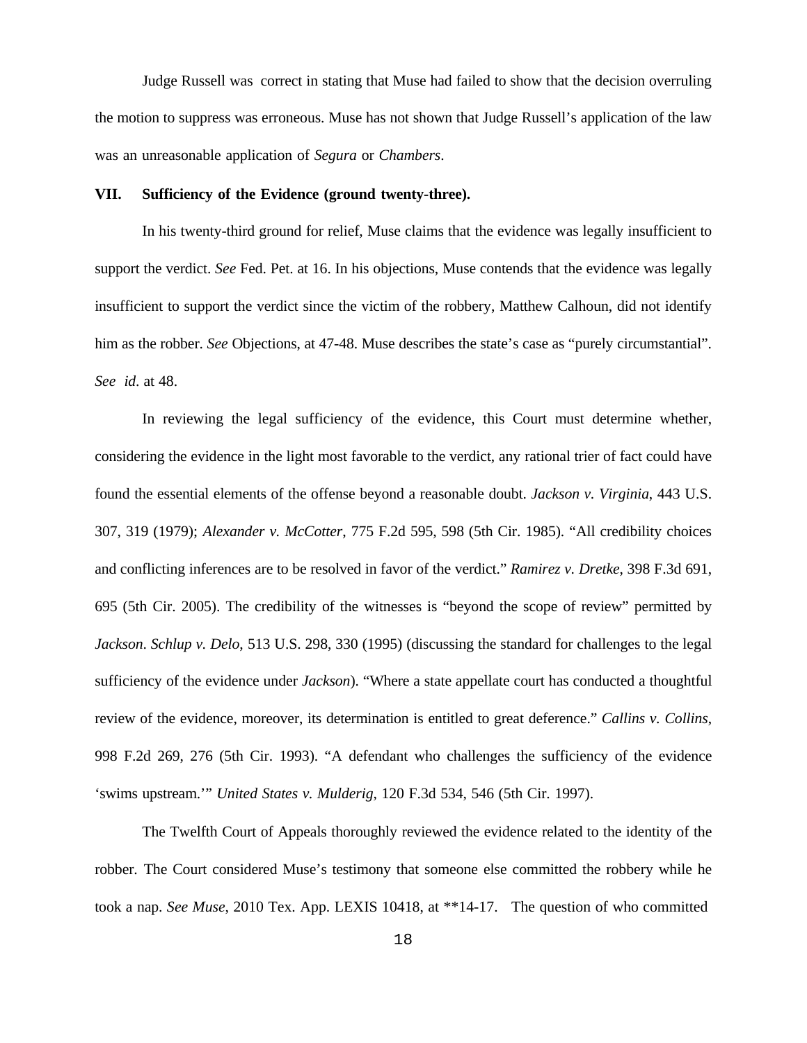Judge Russell was correct in stating that Muse had failed to show that the decision overruling the motion to suppress was erroneous. Muse has not shown that Judge Russell's application of the law was an unreasonable application of *Segura* or *Chambers*.

**VII. Sufficiency of the Evidence (ground twenty-three).**

In his twenty-third ground for relief, Muse claims that the evidence was legally insufficient to support the verdict. *See* Fed. Pet. at 16. In his objections, Muse contends that the evidence was legally insufficient to support the verdict since the victim of the robbery, Matthew Calhoun, did not identify him as the robber. *See* Objections, at 47-48. Muse describes the state's case as "purely circumstantial". *See id*. at 48.

In reviewing the legal sufficiency of the evidence, this Court must determine whether, considering the evidence in the light most favorable to the verdict, any rational trier of fact could have found the essential elements of the offense beyond a reasonable doubt. *Jackson v. Virginia*, 443 U.S. 307, 319 (1979); *Alexander v. McCotter*, 775 F.2d 595, 598 (5th Cir. 1985). "All credibility choices and conflicting inferences are to be resolved in favor of the verdict." *Ramirez v. Dretke*, 398 F.3d 691, 695 (5th Cir. 2005). The credibility of the witnesses is "beyond the scope of review" permitted by *Jackson*. *Schlup v. Delo*, 513 U.S. 298, 330 (1995) (discussing the standard for challenges to the legal sufficiency of the evidence under *Jackson*). "Where a state appellate court has conducted a thoughtful review of the evidence, moreover, its determination is entitled to great deference." *Callins v. Collins*, 998 F.2d 269, 276 (5th Cir. 1993). "A defendant who challenges the sufficiency of the evidence 'swims upstream.'" *United States v. Mulderig*, 120 F.3d 534, 546 (5th Cir. 1997).

The Twelfth Court of Appeals thoroughly reviewed the evidence related to the identity of the robber. The Court considered Muse's testimony that someone else committed the robbery while he took a nap. *See Muse*, 2010 Tex. App. LEXIS 10418, at **14-17. The question of who committed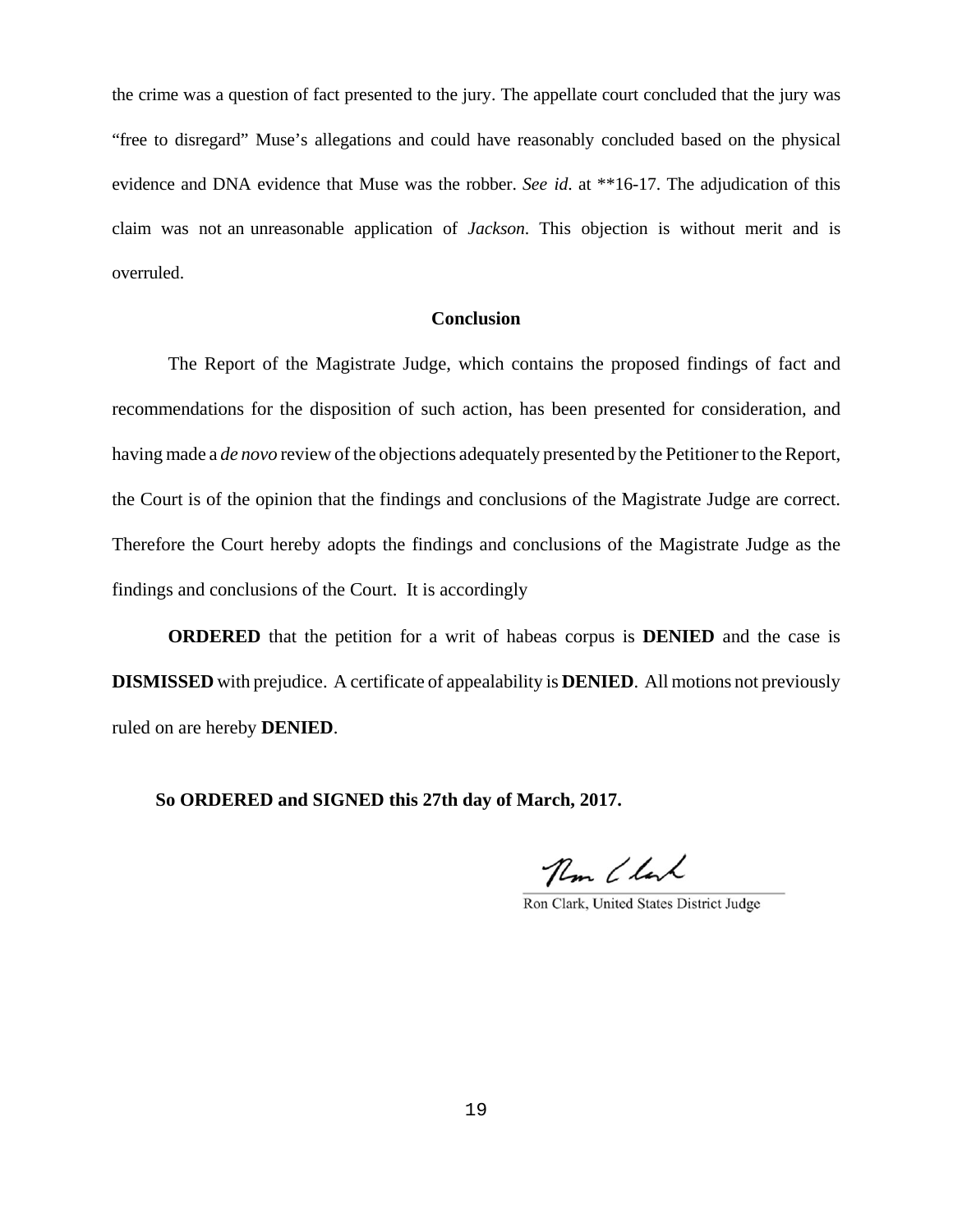the crime was a question of fact presented to the jury. The appellate court concluded that the jury was "free to disregard" Muse's allegations and could have reasonably concluded based on the physical evidence and DNA evidence that Muse was the robber. *See id*. at **16-17. The adjudication of this claim was not an unreasonable application of *Jackson*. This objection is without merit and is overruled.

## Conclusion

The Report of the Magistrate Judge, which contains the proposed findings of fact and recommendations for the disposition of such action, has been presented for consideration, and having made a *de novo* review of the objections adequately presented by the Petitioner to the Report, the Court is of the opinion that the findings and conclusions of the Magistrate Judge are correct. Therefore the Court hereby adopts the findings and conclusions of the Magistrate Judge as the findings and conclusions of the Court. It is accordingly

**ORDERED** that the petition for a writ of habeas corpus is **DENIED** and the case is **DISMISSED** with prejudice. A certificate of appealability is **DENIED**. All motions not previously ruled on are hereby **DENIED**.

**So ORDERED and SIGNED this 27th day of March, 2017.**

Ron Clark, United States District Judge